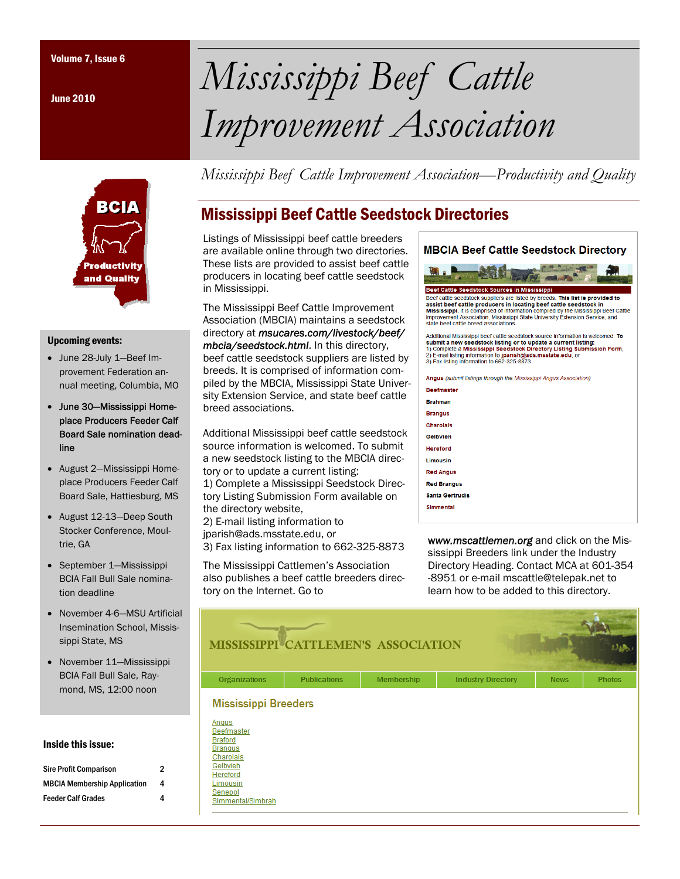# Mississippi Beef Cattle Improvement Association

Volume 7, Issue 6

June 2010

*Mississippi Beef Cattle Improvement Association—Productivity and Quality*

## Mississippi Beef Cattle Seedstock Directories

Listings of Mississippi beef cattle breeders are available online through two directories. These lists are provided to assist beef cattle producers in locating beef cattle seedstock in Mississippi.

The Mississippi Beef Cattle Improvement Association (MBCIA) maintains a seedstock directory at ***msucares.com/livestock/beef/mbcia/seedstock.html***. In this directory, beef cattle seedstock suppliers are listed by breeds. It is comprised of information compiled by the MBCIA, Mississippi State University Extension Service, and state beef cattle breed associations.

Additional Mississippi beef cattle seedstock source information is welcomed. To submit a new seedstock listing to the MBCIA directory or to update a current listing:
1) Complete a Mississippi Seedstock Directory Listing Submission Form available on the directory website,
2) E-mail listing information to jparish@ads.msstate.edu, or
3) Fax listing information to 662-325-8873

The Mississippi Cattlemen's Association also publishes a beef cattle breeders directory on the Internet. Go to ***www.mscattlemen.org*** and click on the Mississippi Breeders link under the Industry Directory Heading. Contact MCA at 601-354-8951 or e-mail mscattle@telepak.net to learn how to be added to this directory.

**MBCIA Beef Cattle Seedstock Directory**

**Beef Cattle Seedstock Sources in Mississippi**

Beef cattle seedstock suppliers are listed by breeds. **This list is provided to assist beef cattle producers in locating beef cattle seedstock in Mississippi.** It is comprised of information compiled by the Mississippi Beef Cattle Improvement Association, Mississippi State University Extension Service, and state beef cattle breed associations.

Additional Mississippi beef cattle seedstock source information is welcomed. **To submit a new seedstock listing or to update a current listing:**
1) Complete a **Mississippi Seedstock Directory Listing Submission Form**,
2) E-mail listing information to **jparish@ads.msstate.edu**, or
3) Fax listing information to 662-325-8873

- **Angus** *(submit listings through the Mississippi Angus Association)*
- **Beefmaster**
- **Brahman**
- **Brangus**
- **Charolais**
- **Gelbvieh**
- **Hereford**
- **Limousin**
- **Red Angus**
- **Red Brangus**
- **Santa Gertrudis**
- **Simmental**

**MISSISSIPPI CATTLEMEN'S ASSOCIATION**

Organizations | Publications | Membership | Industry Directory | News | Photos

**Mississippi Breeders**

- Angus
- Beefmaster
- Braford
- Brangus
- Charolais
- Gelbvieh
- Hereford
- Limousin
- Senepol
- Simmental/Simbrah

### Upcoming events:

- June 28-July 1—Beef Improvement Federation annual meeting, Columbia, MO
- **June 30—Mississippi Homeplace Producers Feeder Calf Board Sale nomination deadline**
- August 2—Mississippi Homeplace Producers Feeder Calf Board Sale, Hattiesburg, MS
- August 12-13—Deep South Stocker Conference, Moultrie, GA
- September 1—Mississippi BCIA Fall Bull Sale nomination deadline
- November 4-6—MSU Artificial Insemination School, Mississippi State, MS
- November 11—Mississippi BCIA Fall Bull Sale, Raymond, MS, 12:00 noon

### Inside this issue:

| | |
|---|---|
| Sire Profit Comparison | 2 |
| MBCIA Membership Application | 4 |
| Feeder Calf Grades | 4 |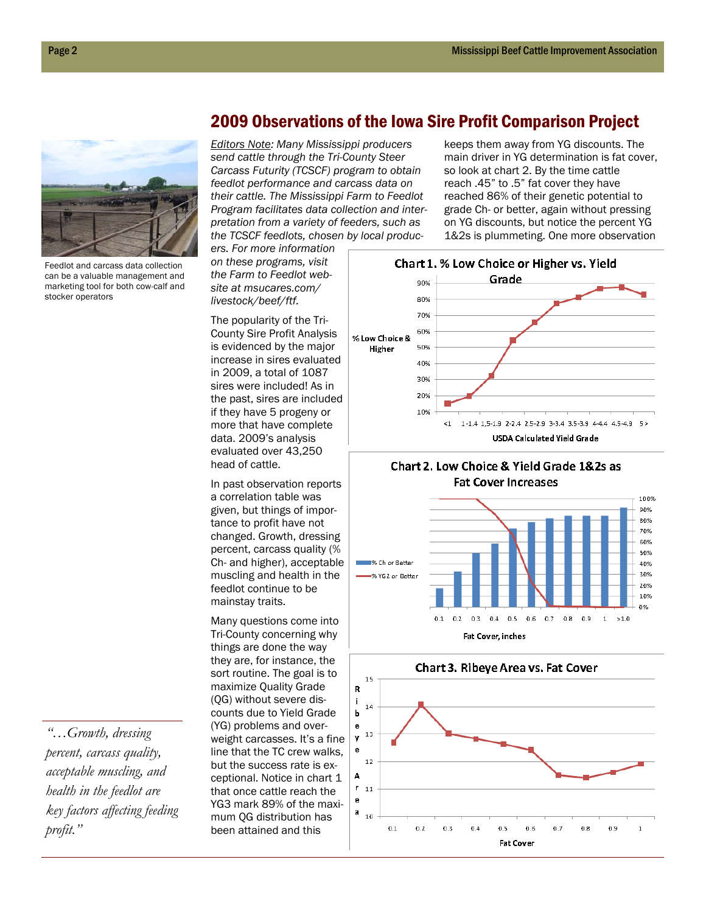## 2009 Observations of the Iowa Sire Profit Comparison Project

Feedlot and carcass data collection can be a valuable management and marketing tool for both cow-calf and stocker operators

*Editors Note: Many Mississippi producers send cattle through the Tri-County Steer Carcass Futurity (TCSCF) program to obtain feedlot performance and carcass data on their cattle. The Mississippi Farm to Feedlot Program facilitates data collection and interpretation from a variety of feeders, such as the TCSCF feedlots, chosen by local producers. For more information on these programs, visit the Farm to Feedlot website at msucares.com/livestock/beef/ftf.*

The popularity of the Tri-County Sire Profit Analysis is evidenced by the major increase in sires evaluated in 2009, a total of 1087 sires were included! As in the past, sires are included if they have 5 progeny or more that have complete data. 2009's analysis evaluated over 43,250 head of cattle.

In past observation reports a correlation table was given, but things of importance to profit have not changed. Growth, dressing percent, carcass quality (% Ch- and higher), acceptable muscling and health in the feedlot continue to be mainstay traits.

Many questions come into Tri-County concerning why things are done the way they are, for instance, the sort routine. The goal is to maximize Quality Grade (QG) without severe discounts due to Yield Grade (YG) problems and overweight carcasses. It's a fine line that the TC crew walks, but the success rate is exceptional. Notice in chart 1 that once cattle reach the YG3 mark 89% of the maximum QG distribution has been attained and this keeps them away from YG discounts. The main driver in YG determination is fat cover, so look at chart 2. By the time cattle reach .45" to .5" fat cover they have reached 86% of their genetic potential to grade Ch- or better, again without pressing on YG discounts, but notice the percent YG 1&2s is plummeting. One more observation

> *"…Growth, dressing percent, carcass quality, acceptable muscling, and health in the feedlot are key factors affecting feeding profit."*

**Chart 1. % Low Choice or Higher vs. Yield Grade**

(Y-axis: % Low Choice & Higher; X-axis: USDA Calculated Yield Grade: <1, 1-1.4, 1.5-1.9, 2-2.4, 2.5-2.9, 3-3.4, 3.5-3.9, 4-4.4, 4.5-4.9, 5>)

**Chart 2. Low Choice & Yield Grade 1&2s as Fat Cover Increases**

(Legend: % Ch or Better; % YG2 or Better. X-axis: Fat Cover, inches: 0.1, 0.2, 0.3, 0.4, 0.5, 0.6, 0.7, 0.8, 0.9, 1, >1.0)

**Chart 3. Ribeye Area vs. Fat Cover**

(Y-axis: Ribeye Area; X-axis: Fat Cover: 0.1, 0.2, 0.3, 0.4, 0.5, 0.6, 0.7, 0.8, 0.9, 1)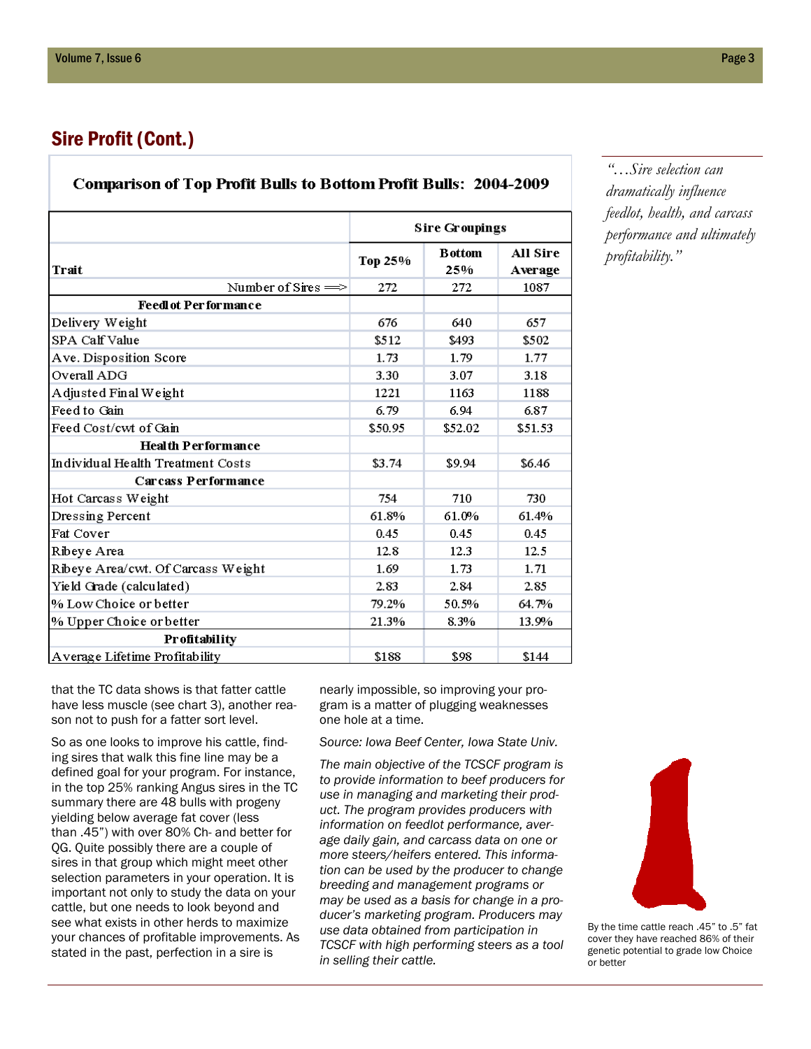## Sire Profit (Cont.)

**Comparison of Top Profit Bulls to Bottom Profit Bulls: 2004-2009**

| Trait | Sire Groupings | | |
|---|---|---|---|
| | Top 25% | Bottom 25% | All Sire Average |
| Number of Sires ==> | 272 | 272 | 1087 |
| **Feedlot Performance** | | | |
| Delivery Weight | 676 | 640 | 657 |
| SPA Calf Value | $512 | $493 | $502 |
| Ave. Disposition Score | 1.73 | 1.79 | 1.77 |
| Overall ADG | 3.30 | 3.07 | 3.18 |
| Adjusted Final Weight | 1221 | 1163 | 1188 |
| Feed to Gain | 6.79 | 6.94 | 6.87 |
| Feed Cost/cwt of Gain | $50.95 | $52.02 | $51.53 |
| **Health Performance** | | | |
| Individual Health Treatment Costs | $3.74 | $9.94 | $6.46 |
| **Carcass Performance** | | | |
| Hot Carcass Weight | 754 | 710 | 730 |
| Dressing Percent | 61.8% | 61.0% | 61.4% |
| Fat Cover | 0.45 | 0.45 | 0.45 |
| Ribeye Area | 12.8 | 12.3 | 12.5 |
| Ribeye Area/cwt. Of Carcass Weight | 1.69 | 1.73 | 1.71 |
| Yield Grade (calculated) | 2.83 | 2.84 | 2.85 |
| % Low Choice or better | 79.2% | 50.5% | 64.7% |
| % Upper Choice or better | 21.3% | 8.3% | 13.9% |
| **Profitability** | | | |
| Average Lifetime Profitability | $188 | $98 | $144 |

*"…Sire selection can dramatically influence feedlot, health, and carcass performance and ultimately profitability."*

that the TC data shows is that fatter cattle have less muscle (see chart 3), another reason not to push for a fatter sort level.

So as one looks to improve his cattle, finding sires that walk this fine line may be a defined goal for your program. For instance, in the top 25% ranking Angus sires in the TC summary there are 48 bulls with progeny yielding below average fat cover (less than .45") with over 80% Ch- and better for QG. Quite possibly there are a couple of sires in that group which might meet other selection parameters in your operation. It is important not only to study the data on your cattle, but one needs to look beyond and see what exists in other herds to maximize your chances of profitable improvements. As stated in the past, perfection in a sire is nearly impossible, so improving your program is a matter of plugging weaknesses one hole at a time.

*Source: Iowa Beef Center, Iowa State Univ.*

*The main objective of the TCSCF program is to provide information to beef producers for use in managing and marketing their product. The program provides producers with information on feedlot performance, average daily gain, and carcass data on one or more steers/heifers entered. This information can be used by the producer to change breeding and management programs or may be used as a basis for change in a producer's marketing program. Producers may use data obtained from participation in TCSCF with high performing steers as a tool in selling their cattle.*

By the time cattle reach .45" to .5" fat cover they have reached 86% of their genetic potential to grade low Choice or better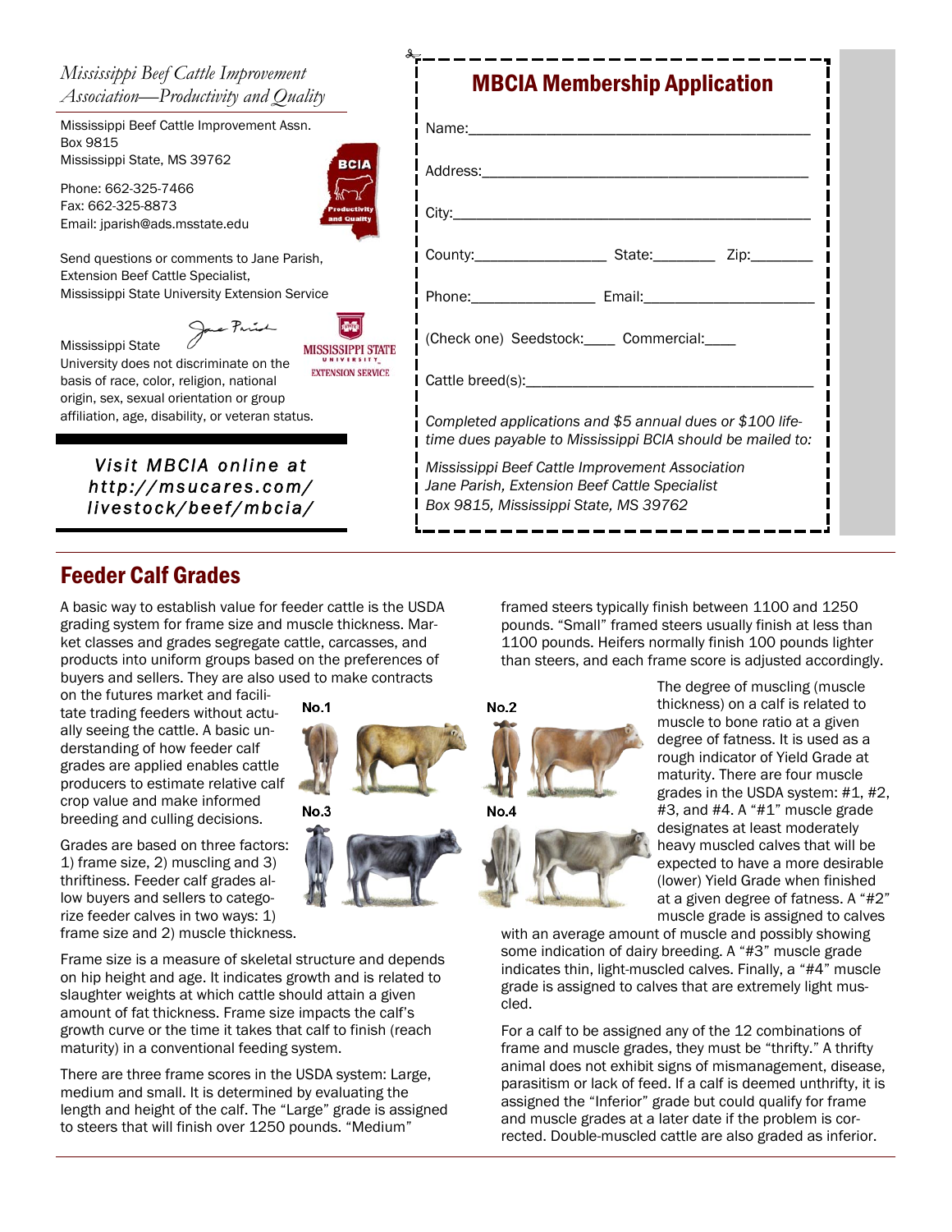*Mississippi Beef Cattle Improvement Association—Productivity and Quality*

Mississippi Beef Cattle Improvement Assn.
Box 9815
Mississippi State, MS 39762

Phone: 662-325-7466
Fax: 662-325-8873
Email: jparish@ads.msstate.edu

Send questions or comments to Jane Parish,
Extension Beef Cattle Specialist,
Mississippi State University Extension Service

Mississippi State University does not discriminate on the basis of race, color, religion, national origin, sex, sexual orientation or group affiliation, age, disability, or veteran status.

***Visit MBCIA online at http://msucares.com/livestock/beef/mbcia/***

## MBCIA Membership Application

Name:\_\_\_\_\_\_\_\_\_\_\_\_\_\_\_\_\_\_\_\_\_\_\_\_\_\_\_\_\_\_\_\_\_\_\_\_\_\_\_\_

Address:\_\_\_\_\_\_\_\_\_\_\_\_\_\_\_\_\_\_\_\_\_\_\_\_\_\_\_\_\_\_\_\_\_\_\_\_\_\_

City:\_\_\_\_\_\_\_\_\_\_\_\_\_\_\_\_\_\_\_\_\_\_\_\_\_\_\_\_\_\_\_\_\_\_\_\_\_\_\_\_\_

County:\_\_\_\_\_\_\_\_\_\_\_\_\_\_\_\_ State:\_\_\_\_\_\_\_\_ Zip:\_\_\_\_\_\_\_\_

Phone:\_\_\_\_\_\_\_\_\_\_\_\_\_\_\_\_ Email:\_\_\_\_\_\_\_\_\_\_\_\_\_\_\_\_\_\_\_\_\_

(Check one) Seedstock:\_\_\_\_ Commercial:\_\_\_\_

Cattle breed(s):\_\_\_\_\_\_\_\_\_\_\_\_\_\_\_\_\_\_\_\_\_\_\_\_\_\_\_\_\_\_\_\_\_\_\_

*Completed applications and $5 annual dues or $100 lifetime dues payable to Mississippi BCIA should be mailed to:*

*Mississippi Beef Cattle Improvement Association*
*Jane Parish, Extension Beef Cattle Specialist*
*Box 9815, Mississippi State, MS 39762*

## Feeder Calf Grades

A basic way to establish value for feeder cattle is the USDA grading system for frame size and muscle thickness. Market classes and grades segregate cattle, carcasses, and products into uniform groups based on the preferences of buyers and sellers. They are also used to make contracts on the futures market and facilitate trading feeders without actually seeing the cattle. A basic understanding of how feeder calf grades are applied enables cattle producers to estimate relative calf crop value and make informed breeding and culling decisions.

Grades are based on three factors: 1) frame size, 2) muscling and 3) thriftiness. Feeder calf grades allow buyers and sellers to categorize feeder calves in two ways: 1) frame size and 2) muscle thickness.

No.1

No.2

No.3

No.4

Frame size is a measure of skeletal structure and depends on hip height and age. It indicates growth and is related to slaughter weights at which cattle should attain a given amount of fat thickness. Frame size impacts the calf's growth curve or the time it takes that calf to finish (reach maturity) in a conventional feeding system.

There are three frame scores in the USDA system: Large, medium and small. It is determined by evaluating the length and height of the calf. The "Large" grade is assigned to steers that will finish over 1250 pounds. "Medium" framed steers typically finish between 1100 and 1250 pounds. "Small" framed steers usually finish at less than 1100 pounds. Heifers normally finish 100 pounds lighter than steers, and each frame score is adjusted accordingly.

The degree of muscling (muscle thickness) on a calf is related to muscle to bone ratio at a given degree of fatness. It is used as a rough indicator of Yield Grade at maturity. There are four muscle grades in the USDA system: #1, #2, #3, and #4. A "#1" muscle grade designates at least moderately heavy muscled calves that will be expected to have a more desirable (lower) Yield Grade when finished at a given degree of fatness. A "#2" muscle grade is assigned to calves with an average amount of muscle and possibly showing some indication of dairy breeding. A "#3" muscle grade indicates thin, light-muscled calves. Finally, a "#4" muscle grade is assigned to calves that are extremely light muscled.

For a calf to be assigned any of the 12 combinations of frame and muscle grades, they must be "thrifty." A thrifty animal does not exhibit signs of mismanagement, disease, parasitism or lack of feed. If a calf is deemed unthrifty, it is assigned the "Inferior" grade but could qualify for frame and muscle grades at a later date if the problem is corrected. Double-muscled cattle are also graded as inferior.